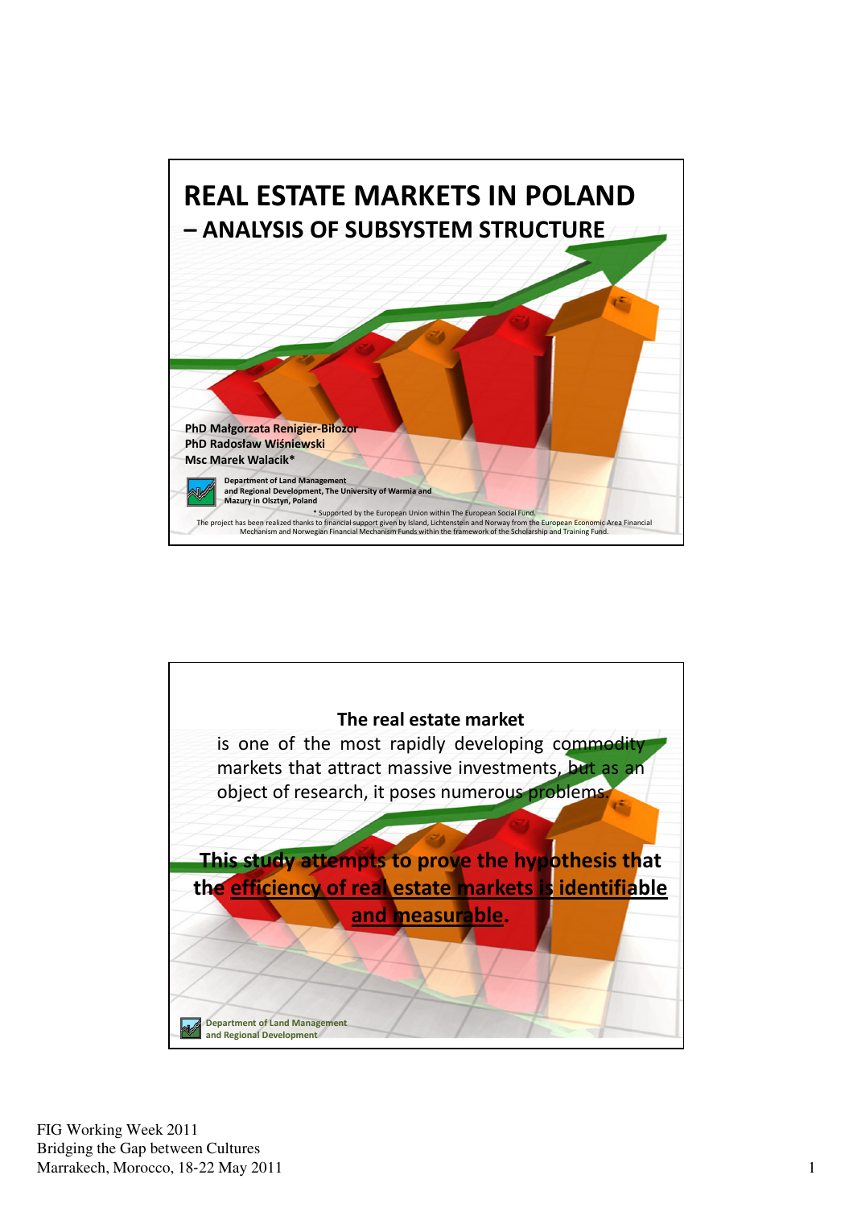# REAL ESTATE MARKETS IN POLAND

## – ANALYSIS OF SUBSYSTEM STRUCTURE

**PhD Małgorzata Renigier-Biłozor**
**PhD Radosław Wiśniewski**
**Msc Marek Walacik***

**Department of Land Management and Regional Development, The University of Warmia and Mazury in Olsztyn, Poland**

\* Supported by the European Union within The European Social Fund.
The project has been realized thanks to financial support given by Island, Lichtenstein and Norway from the European Economic Area Financial Mechanism and Norwegian Financial Mechanism Funds within the framework of the Scholarship and Training Fund.

---

**The real estate market**

is one of the most rapidly developing commodity markets that attract massive investments, but as an object of research, it poses numerous problems.

**This study attempts to prove the hypothesis that the efficiency of real estate markets is identifiable and measurable.**

Department of Land Management and Regional Development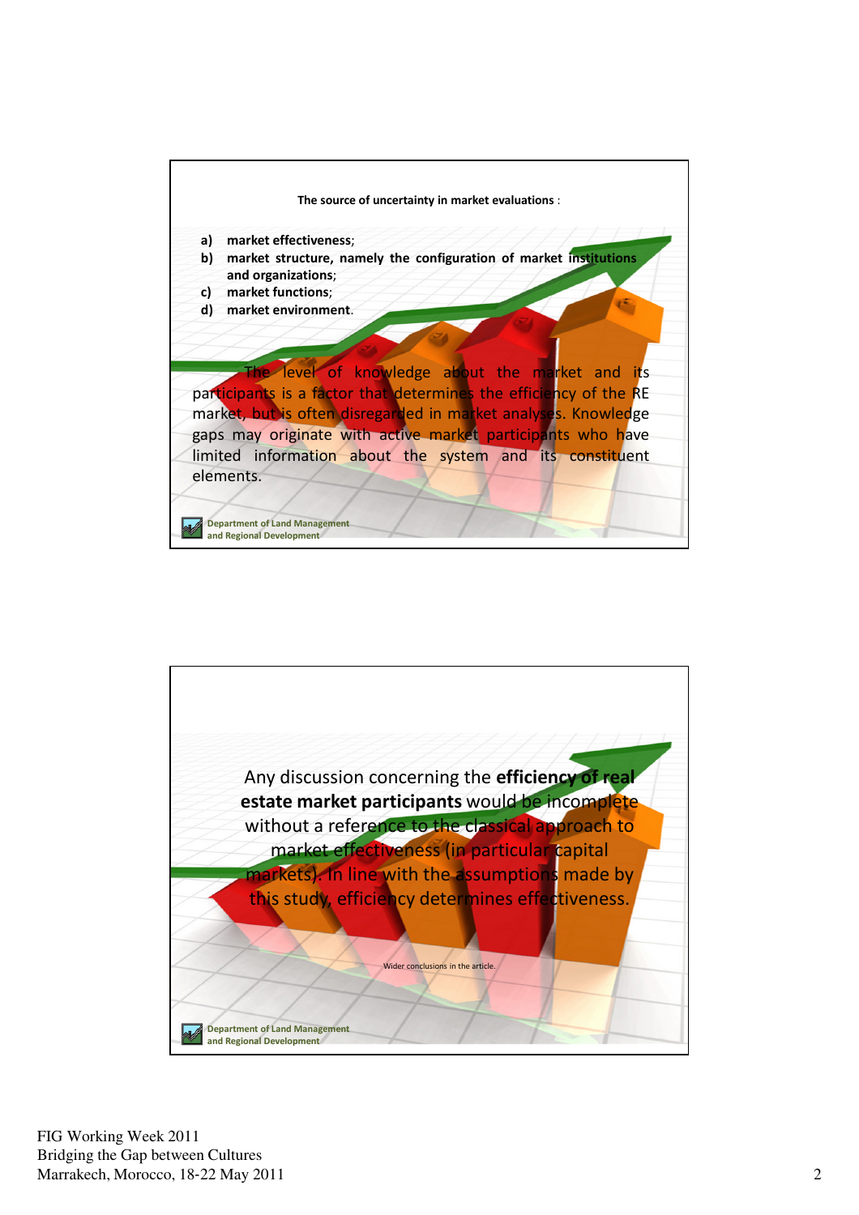**The source of uncertainty in market evaluations** :

a) **market effectiveness**;
b) **market structure, namely the configuration of market institutions and organizations**;
c) **market functions**;
d) **market environment**.

The level of knowledge about the market and its participants is a factor that determines the efficiency of the RE market, but is often disregarded in market analyses. Knowledge gaps may originate with active market participants who have limited information about the system and its constituent elements.

Department of Land Management and Regional Development

---

Any discussion concerning the **efficiency of real estate market participants** would be incomplete without a reference to the classical approach to market effectiveness (in particular capital markets). In line with the assumptions made by this study, efficiency determines effectiveness.

Wider conclusions in the article.

Department of Land Management and Regional Development

FIG Working Week 2011
Bridging the Gap between Cultures
Marrakech, Morocco, 18-22 May 2011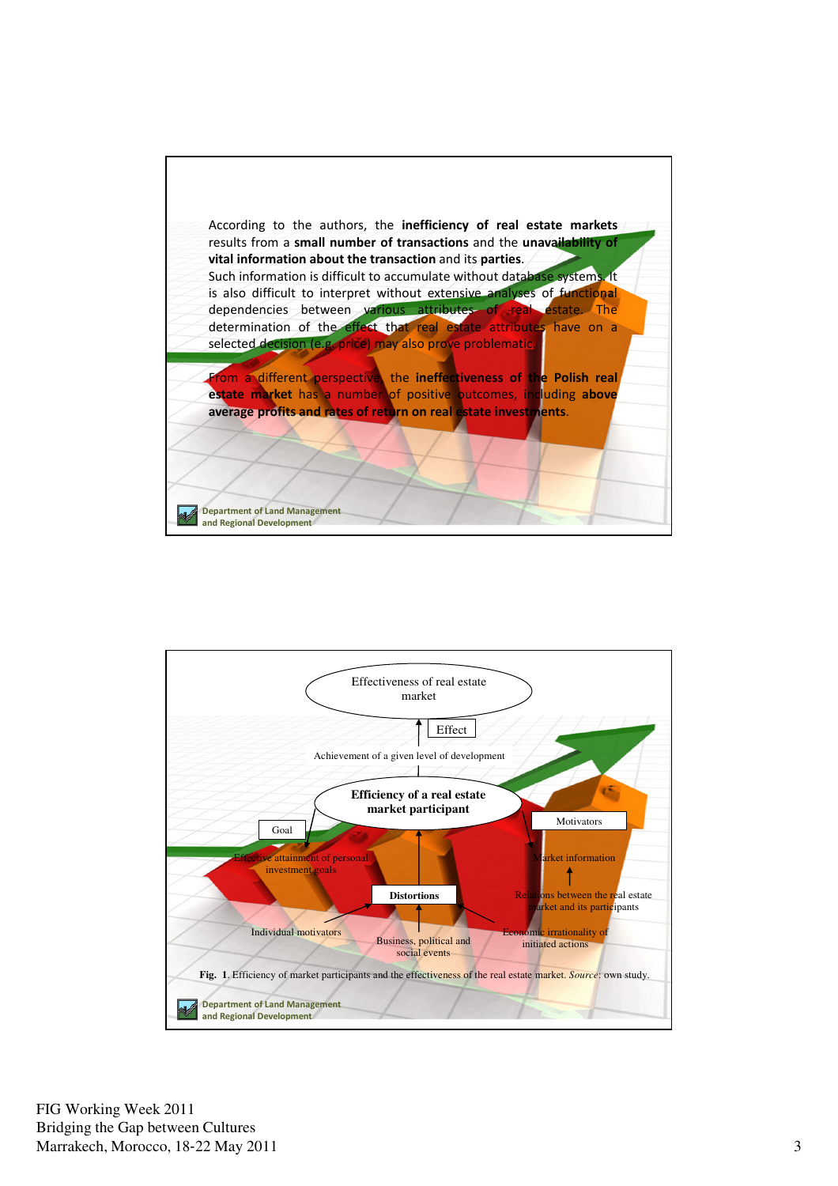According to the authors, the **inefficiency of real estate markets** results from a **small number of transactions** and the **unavailability of vital information about the transaction** and its **parties**.
Such information is difficult to accumulate without database systems. It is also difficult to interpret without extensive analyses of functional dependencies between various attributes of real estate. The determination of the effect that real estate attributes have on a selected decision (e.g. price) may also prove problematic.

From a different perspective, the **ineffectiveness of the Polish real estate market** has a number of positive outcomes, including **above average profits and rates of return on real estate investments**.

Department of Land Management and Regional Development

Effectiveness of real estate market

Effect

Achievement of a given level of development

**Efficiency of a real estate market participant**

Goal

Effective attainment of personal investment goals

Motivators

Market information

Relations between the real estate market and its participants

**Distortions**

Individual motivators

Business, political and social events

Economic irrationality of initiated actions

**Fig. 1**. Efficiency of market participants and the effectiveness of the real estate market. *Source:* own study.

Department of Land Management and Regional Development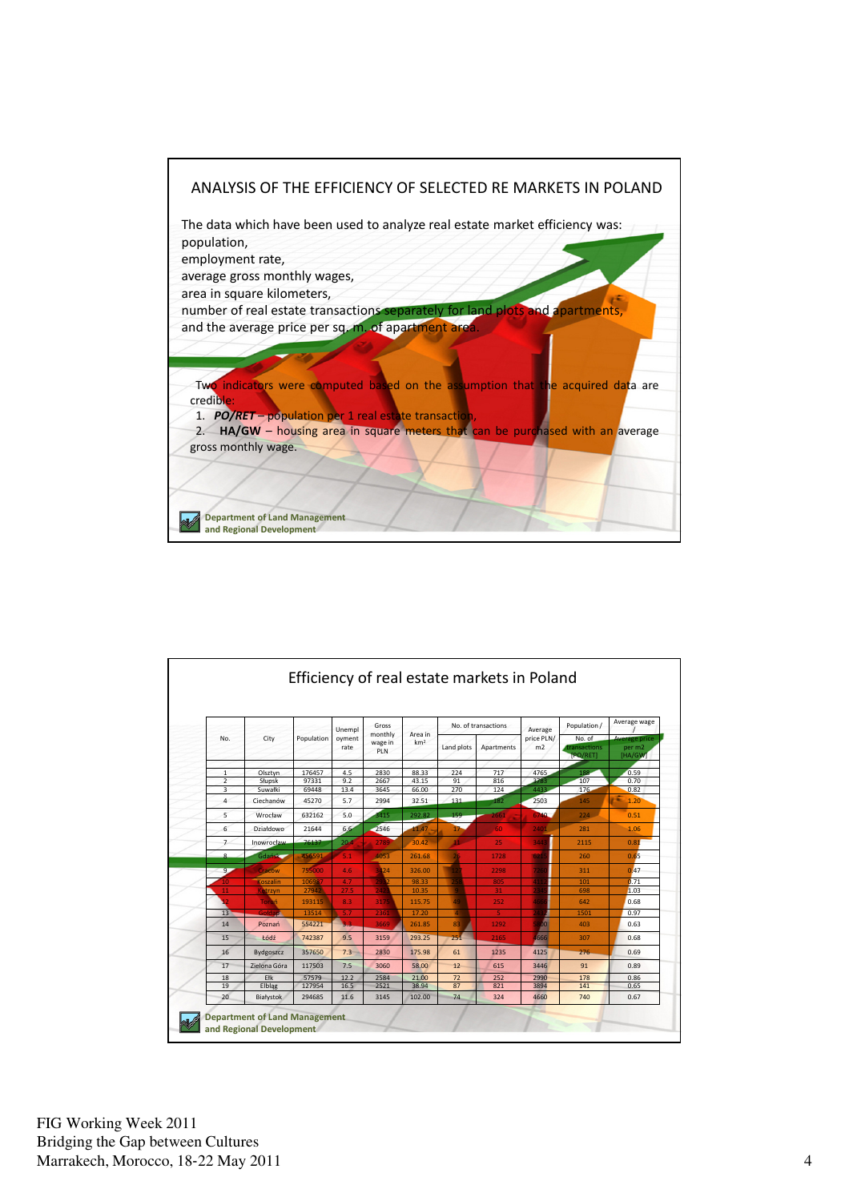## ANALYSIS OF THE EFFICIENCY OF SELECTED RE MARKETS IN POLAND

The data which have been used to analyze real estate market efficiency was:
population,
employment rate,
average gross monthly wages,
area in square kilometers,
number of real estate transactions separately for land plots and apartments,
and the average price per sq. m. of apartment area.

Two indicators were computed based on the assumption that the acquired data are credible:

1. ***PO/RET*** – population per 1 real estate transaction,
2. **HA/GW** – housing area in square meters that can be purchased with an average gross monthly wage.

Department of Land Management and Regional Development

## Efficiency of real estate markets in Poland

| No. | City | Population | Unemployment rate | Gross monthly wage in PLN | Area in km² | No. of transactions | | Average price PLN/ m2 | Population / No. of transactions [PO/RET] | Average wage / Average price per m2 [HA/GW] |
|---|---|---|---|---|---|---|---|---|---|---|
| | | | | | | Land plots | Apartments | | | |
| 1 | Olsztyn | 176457 | 4.5 | 2830 | 88.33 | 224 | 717 | 4765 | 188 | 0.59 |
| 2 | Słupsk | 97331 | 9.2 | 2667 | 43.15 | 91 | 816 | 3783 | 107 | 0.70 |
| 3 | Suwałki | 69448 | 13.4 | 3645 | 66.00 | 270 | 124 | 4433 | 176 | 0.82 |
| 4 | Ciechanów | 45270 | 5.7 | 2994 | 32.51 | 131 | 182 | 2503 | 145 | 1.20 |
| 5 | Wrocław | 632162 | 5.0 | 3415 | 292.82 | 159 | 2661 | 6740 | 224 | 0.51 |
| 6 | Działdowo | 21644 | 6.6 | 2546 | 11.47 | 17 | 60 | 2401 | 281 | 1.06 |
| 7 | Inowrocław | 76137 | 20.4 | 2789 | 30.42 | 11 | 25 | 3441 | 2115 | 0.81 |
| 8 | Gdańsk | 456591 | 5.1 | 4053 | 261.68 | 26 | 1728 | 6235 | 260 | 0.65 |
| 9 | Kraków | 755000 | 4.6 | 3424 | 326.00 | 127 | 2298 | 7260 | 311 | 0.47 |
| 10 | Koszalin | 106987 | 4.7 | 2932 | 98.33 | 256 | 805 | 4122 | 101 | 0.71 |
| 11 | Kętrzyn | 27942 | 27.5 | 2420 | 10.35 | 9 | 31 | 2357 | 698 | 1.03 |
| 12 | Toruń | 193115 | 8.3 | 3175 | 115.75 | 49 | 252 | 4656 | 642 | 0.68 |
| 13 | Gołdap | 13514 | 5.7 | 2361 | 17.20 | 4 | 5 | 2425 | 1501 | 0.97 |
| 14 | Poznań | 554221 | 3.3 | 3669 | 261.85 | 83 | 1292 | 5830 | 403 | 0.63 |
| 15 | Łódź | 742387 | 9.5 | 3159 | 293.25 | 251 | 2165 | 4666 | 307 | 0.68 |
| 16 | Bydgoszcz | 357650 | 7.3 | 2830 | 175.98 | 61 | 1235 | 4125 | 276 | 0.69 |
| 17 | Zielona Góra | 117503 | 7.5 | 3060 | 58.00 | 12 | 615 | 3446 | 91 | 0.89 |
| 18 | Ełk | 57579 | 12.2 | 2584 | 21.00 | 72 | 252 | 2990 | 178 | 0.86 |
| 19 | Elbląg | 127954 | 16.5 | 2521 | 38.94 | 87 | 821 | 3894 | 141 | 0.65 |
| 20 | Białystok | 294685 | 11.6 | 3145 | 102.00 | 74 | 324 | 4660 | 740 | 0.67 |

Department of Land Management and Regional Development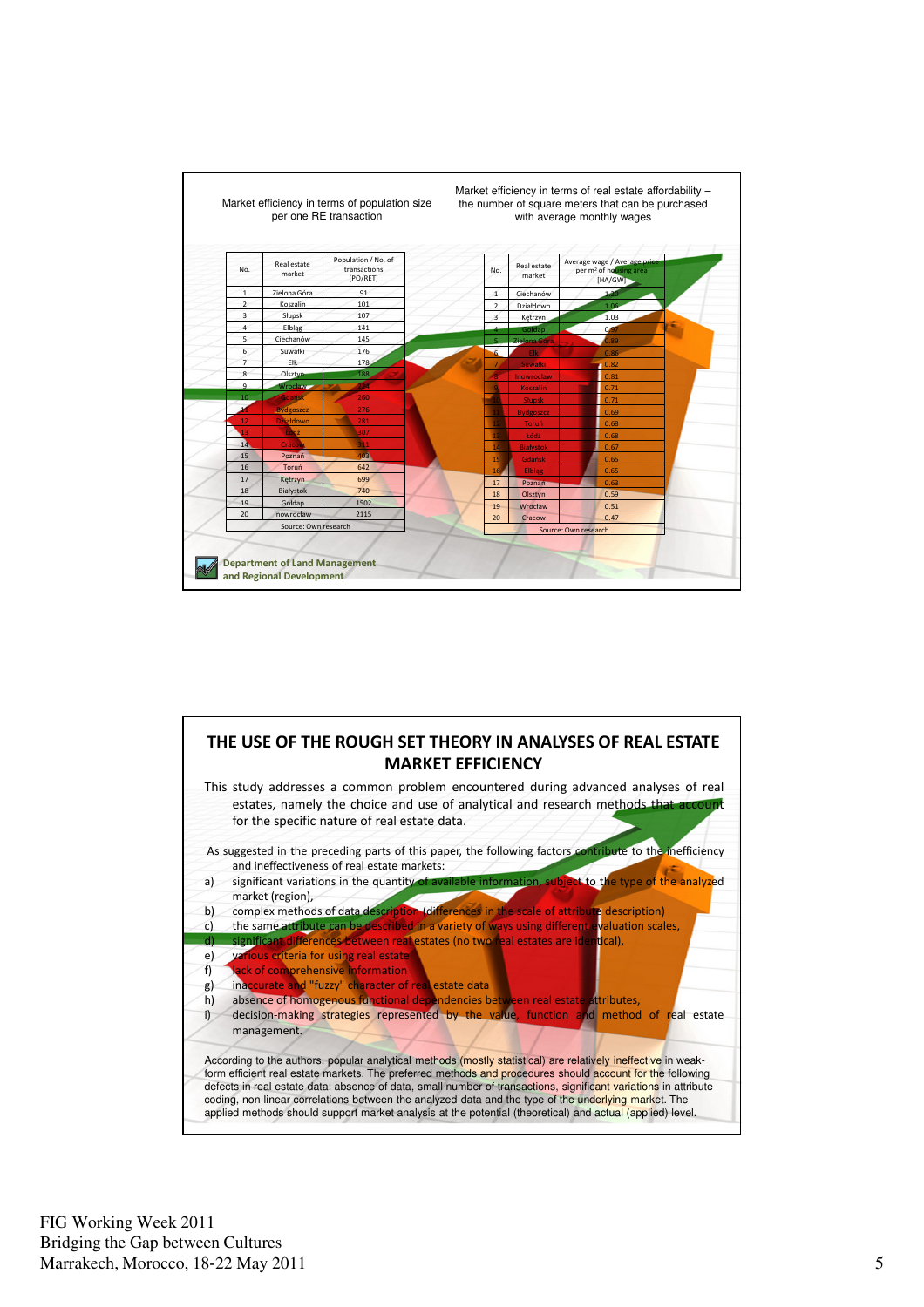Market efficiency in terms of population size per one RE transaction

| No. | Real estate market | Population / No. of transactions [PO/RET] |
|---|---|---|
| 1 | Zielona Góra | 91 |
| 2 | Koszalin | 101 |
| 3 | Słupsk | 107 |
| 4 | Elbląg | 141 |
| 5 | Ciechanów | 145 |
| 6 | Suwałki | 176 |
| 7 | Ełk | 178 |
| 8 | Olsztyn | 188 |
| 9 | Wrocław | 224 |
| 10 | Gdańsk | 260 |
| 11 | Bydgoszcz | 276 |
| 12 | Działdowo | 281 |
| 13 | Łódź | 307 |
| 14 | Cracow | 311 |
| 15 | Poznań | 403 |
| 16 | Toruń | 642 |
| 17 | Kętrzyn | 699 |
| 18 | Białystok | 740 |
| 19 | Gołdap | 1502 |
| 20 | Inowrocław | 2115 |

Source: Own research

Market efficiency in terms of real estate affordability – the number of square meters that can be purchased with average monthly wages

| No. | Real estate market | Average wage / Average price per m² of housing area [HA/GW] |
|---|---|---|
| 1 | Ciechanów | 1.20 |
| 2 | Działdowo | 1.06 |
| 3 | Kętrzyn | 1.03 |
| 4 | Gołdap | 0.97 |
| 5 | Zielona Góra | 0.89 |
| 6 | Ełk | 0.86 |
| 7 | Suwałki | 0.82 |
| 8 | Inowrocław | 0.81 |
| 9 | Koszalin | 0.71 |
| 10 | Słupsk | 0.71 |
| 11 | Bydgoszcz | 0.69 |
| 12 | Toruń | 0.68 |
| 13 | Łódź | 0.68 |
| 14 | Białystok | 0.67 |
| 15 | Gdańsk | 0.65 |
| 16 | Elbląg | 0.65 |
| 17 | Poznań | 0.63 |
| 18 | Olsztyn | 0.59 |
| 19 | Wrocław | 0.51 |
| 20 | Cracow | 0.47 |

Source: Own research

Department of Land Management and Regional Development

## THE USE OF THE ROUGH SET THEORY IN ANALYSES OF REAL ESTATE MARKET EFFICIENCY

This study addresses a common problem encountered during advanced analyses of real estates, namely the choice and use of analytical and research methods that account for the specific nature of real estate data.

As suggested in the preceding parts of this paper, the following factors contribute to the inefficiency and ineffectiveness of real estate markets:

a) significant variations in the quantity of available information, subject to the type of the analyzed market (region),
b) complex methods of data description (differences in the scale of attribute description)
c) the same attribute can be described in a variety of ways using different evaluation scales,
d) significant differences between real estates (no two real estates are identical),
e) various criteria for using real estate
f) lack of comprehensive information
g) inaccurate and "fuzzy" character of real estate data
h) absence of homogenous functional dependencies between real estate attributes,
i) decision-making strategies represented by the value, function and method of real estate management.

According to the authors, popular analytical methods (mostly statistical) are relatively ineffective in weak-form efficient real estate markets. The preferred methods and procedures should account for the following defects in real estate data: absence of data, small number of transactions, significant variations in attribute coding, non-linear correlations between the analyzed data and the type of the underlying market. The applied methods should support market analysis at the potential (theoretical) and actual (applied) level.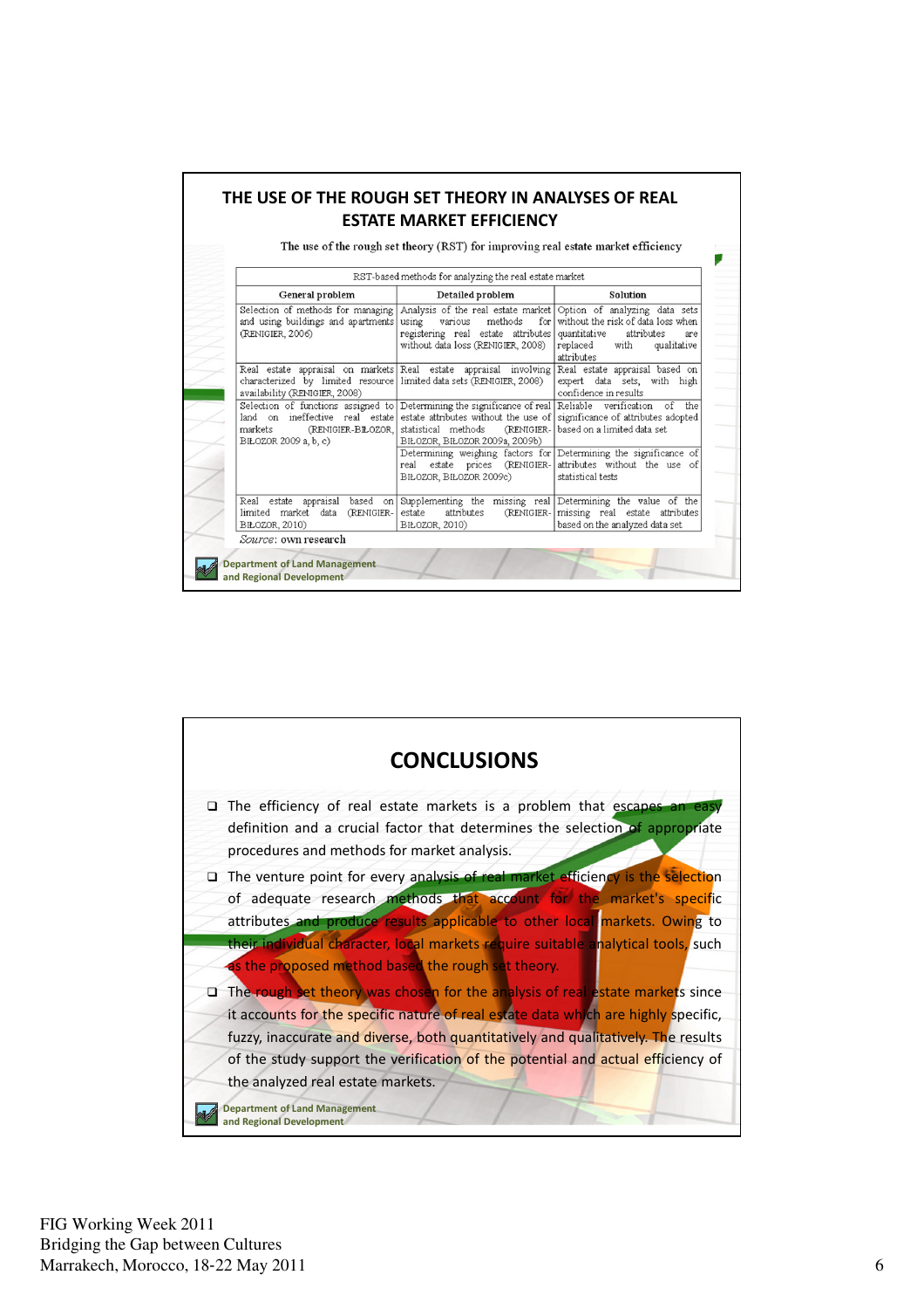## THE USE OF THE ROUGH SET THEORY IN ANALYSES OF REAL ESTATE MARKET EFFICIENCY

The use of the rough set theory (RST) for improving real estate market efficiency

| RST-based methods for analyzing the real estate market | | |
|---|---|---|
| **General problem** | **Detailed problem** | **Solution** |
| Selection of methods for managing and using buildings and apartments (RENIGIER, 2006) | Analysis of the real estate market using various methods for registering real estate attributes without data loss (RENIGIER, 2008) | Option of analyzing data sets without the risk of data loss when quantitative attributes are replaced with qualitative attributes |
| Real estate appraisal on markets characterized by limited resource availability (RENIGIER, 2008) | Real estate appraisal involving limited data sets (RENIGIER, 2008) | Real estate appraisal based on expert data sets, with high confidence in results |
| Selection of functions assigned to land on ineffective real estate markets (RENIGIER-BIŁOZOR, BIŁOZOR 2009 a, b, c) | Determining the significance of real estate attributes without the use of statistical methods (RENIGIER-BIŁOZOR, BIŁOZOR 2009a, 2009b) | Reliable verification of the significance of attributes adopted based on a limited data set |
| | Determining weighing factors for real estate prices (RENIGIER-BIŁOZOR, BIŁOZOR 2009c) | Determining the significance of attributes without the use of statistical tests |
| Real estate appraisal based on limited market data (RENIGIER-BIŁOZOR, 2010) | Supplementing the missing real estate attributes (RENIGIER-BIŁOZOR, 2010) | Determining the value of the missing real estate attributes based on the analyzed data set |

*Source*: own research

Department of Land Management and Regional Development

## CONCLUSIONS

- The efficiency of real estate markets is a problem that escapes an easy definition and a crucial factor that determines the selection of appropriate procedures and methods for market analysis.
- The venture point for every analysis of real market efficiency is the selection of adequate research methods that account for the market's specific attributes and produce results applicable to other local markets. Owing to their individual character, local markets require suitable analytical tools, such as the proposed method based the rough set theory.
- The rough set theory was chosen for the analysis of real estate markets since it accounts for the specific nature of real estate data which are highly specific, fuzzy, inaccurate and diverse, both quantitatively and qualitatively. The results of the study support the verification of the potential and actual efficiency of the analyzed real estate markets.

Department of Land Management and Regional Development

FIG Working Week 2011
Bridging the Gap between Cultures
Marrakech, Morocco, 18-22 May 2011